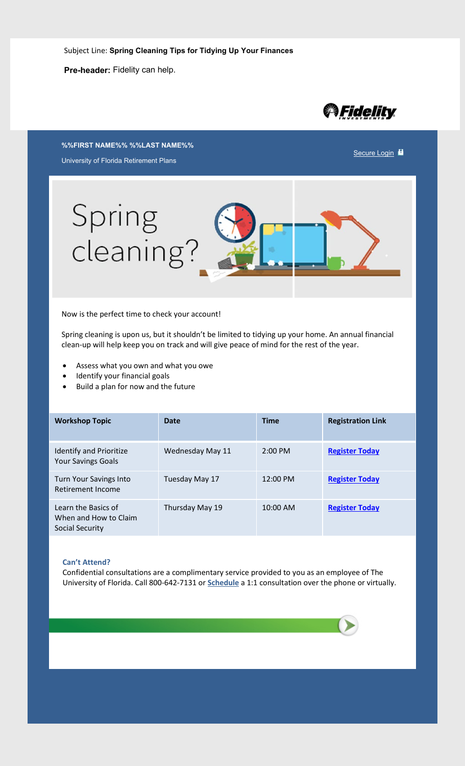Subject Line: **Spring Cleaning Tips for Tidying Up Your Finances**

**Pre-header:** Fidelity can help.

Fidelity INVESTMENTS

**%%FIRST NAME%% %%LAST NAME%%**

University of Florida Retirement Plans

Secure Login

Spring cleaning?

Now is the perfect time to check your account!

Spring cleaning is upon us, but it shouldn't be limited to tidying up your home. An annual financial clean-up will help keep you on track and will give peace of mind for the rest of the year.

- Assess what you own and what you owe
- Identify your financial goals
- Build a plan for now and the future

| Workshop Topic | Date | Time | Registration Link |
| --- | --- | --- | --- |
| Identify and Prioritize Your Savings Goals | Wednesday May 11 | 2:00 PM | **Register Today** |
| Turn Your Savings Into Retirement Income | Tuesday May 17 | 12:00 PM | **Register Today** |
| Learn the Basics of When and How to Claim Social Security | Thursday May 19 | 10:00 AM | **Register Today** |

**Can't Attend?**

Confidential consultations are a complimentary service provided to you as an employee of The University of Florida. Call 800-642-7131 or **Schedule** a 1:1 consultation over the phone or virtually.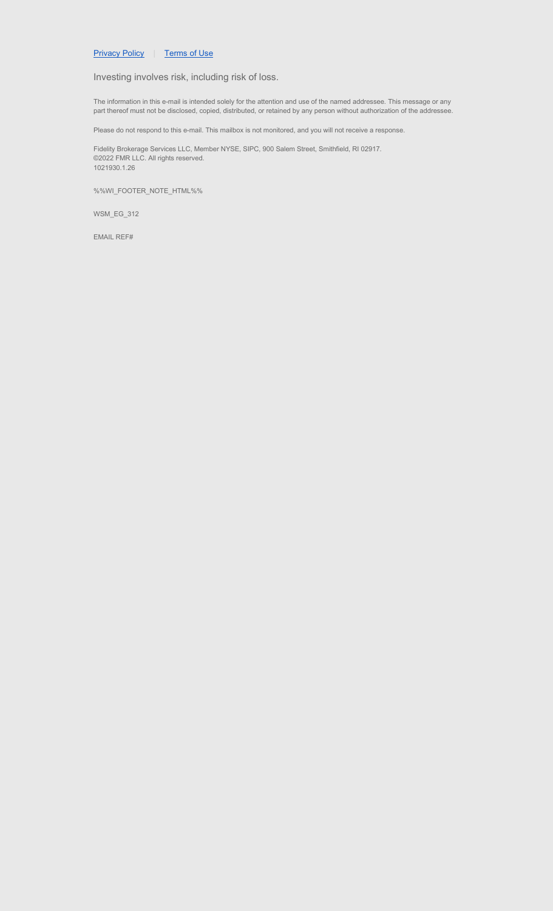Privacy Policy | Terms of Use

Investing involves risk, including risk of loss.

The information in this e-mail is intended solely for the attention and use of the named addressee. This message or any part thereof must not be disclosed, copied, distributed, or retained by any person without authorization of the addressee.

Please do not respond to this e-mail. This mailbox is not monitored, and you will not receive a response.

Fidelity Brokerage Services LLC, Member NYSE, SIPC, 900 Salem Street, Smithfield, RI 02917.
©2022 FMR LLC. All rights reserved.
1021930.1.26

%%WI_FOOTER_NOTE_HTML%%

WSM_EG_312

EMAIL REF#